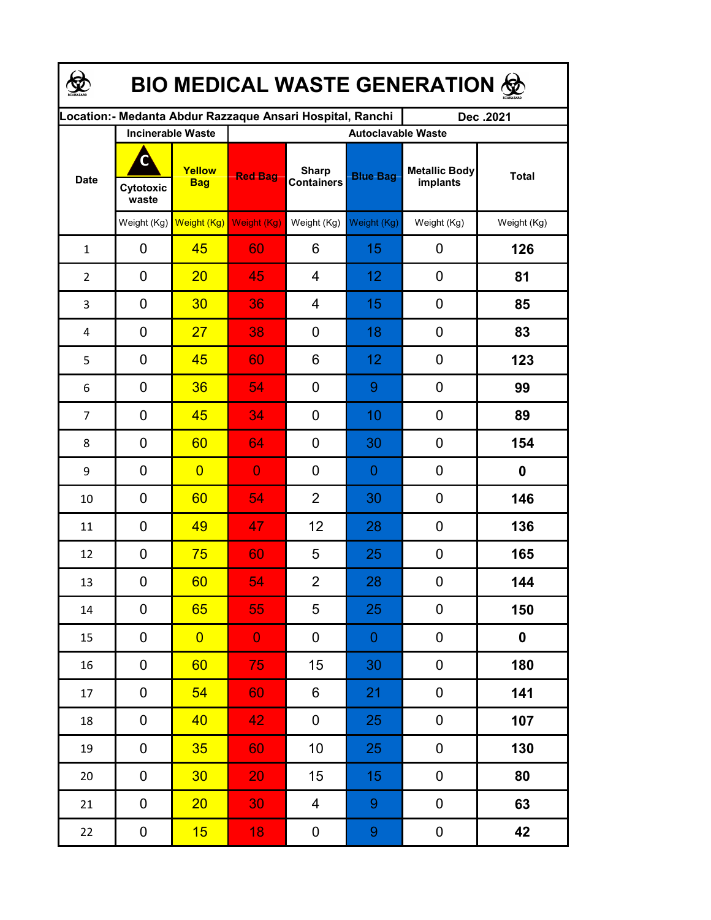# BIO MEDICAL WASTE GENERATION

| Location:- Medanta Abdur Razzaque Ansari Hospital, Ranchi | | | | | | | Dec .2021 |
|---|---|---|---|---|---|---|---|
| Date | Incinerable Waste | | Autoclavable Waste | | | | |
| | C Cytotoxic waste | Yellow Bag | Red Bag | Sharp Containers | Blue Bag | Metallic Body implants | Total |
| | Weight (Kg) | Weight (Kg) | Weight (Kg) | Weight (Kg) | Weight (Kg) | Weight (Kg) | Weight (Kg) |
| 1 | 0 | 45 | 60 | 6 | 15 | 0 | **126** |
| 2 | 0 | 20 | 45 | 4 | 12 | 0 | **81** |
| 3 | 0 | 30 | 36 | 4 | 15 | 0 | **85** |
| 4 | 0 | 27 | 38 | 0 | 18 | 0 | **83** |
| 5 | 0 | 45 | 60 | 6 | 12 | 0 | **123** |
| 6 | 0 | 36 | 54 | 0 | 9 | 0 | **99** |
| 7 | 0 | 45 | 34 | 0 | 10 | 0 | **89** |
| 8 | 0 | 60 | 64 | 0 | 30 | 0 | **154** |
| 9 | 0 | 0 | 0 | 0 | 0 | 0 | **0** |
| 10 | 0 | 60 | 54 | 2 | 30 | 0 | **146** |
| 11 | 0 | 49 | 47 | 12 | 28 | 0 | **136** |
| 12 | 0 | 75 | 60 | 5 | 25 | 0 | **165** |
| 13 | 0 | 60 | 54 | 2 | 28 | 0 | **144** |
| 14 | 0 | 65 | 55 | 5 | 25 | 0 | **150** |
| 15 | 0 | 0 | 0 | 0 | 0 | 0 | **0** |
| 16 | 0 | 60 | 75 | 15 | 30 | 0 | **180** |
| 17 | 0 | 54 | 60 | 6 | 21 | 0 | **141** |
| 18 | 0 | 40 | 42 | 0 | 25 | 0 | **107** |
| 19 | 0 | 35 | 60 | 10 | 25 | 0 | **130** |
| 20 | 0 | 30 | 20 | 15 | 15 | 0 | **80** |
| 21 | 0 | 20 | 30 | 4 | 9 | 0 | **63** |
| 22 | 0 | 15 | 18 | 0 | 9 | 0 | **42** |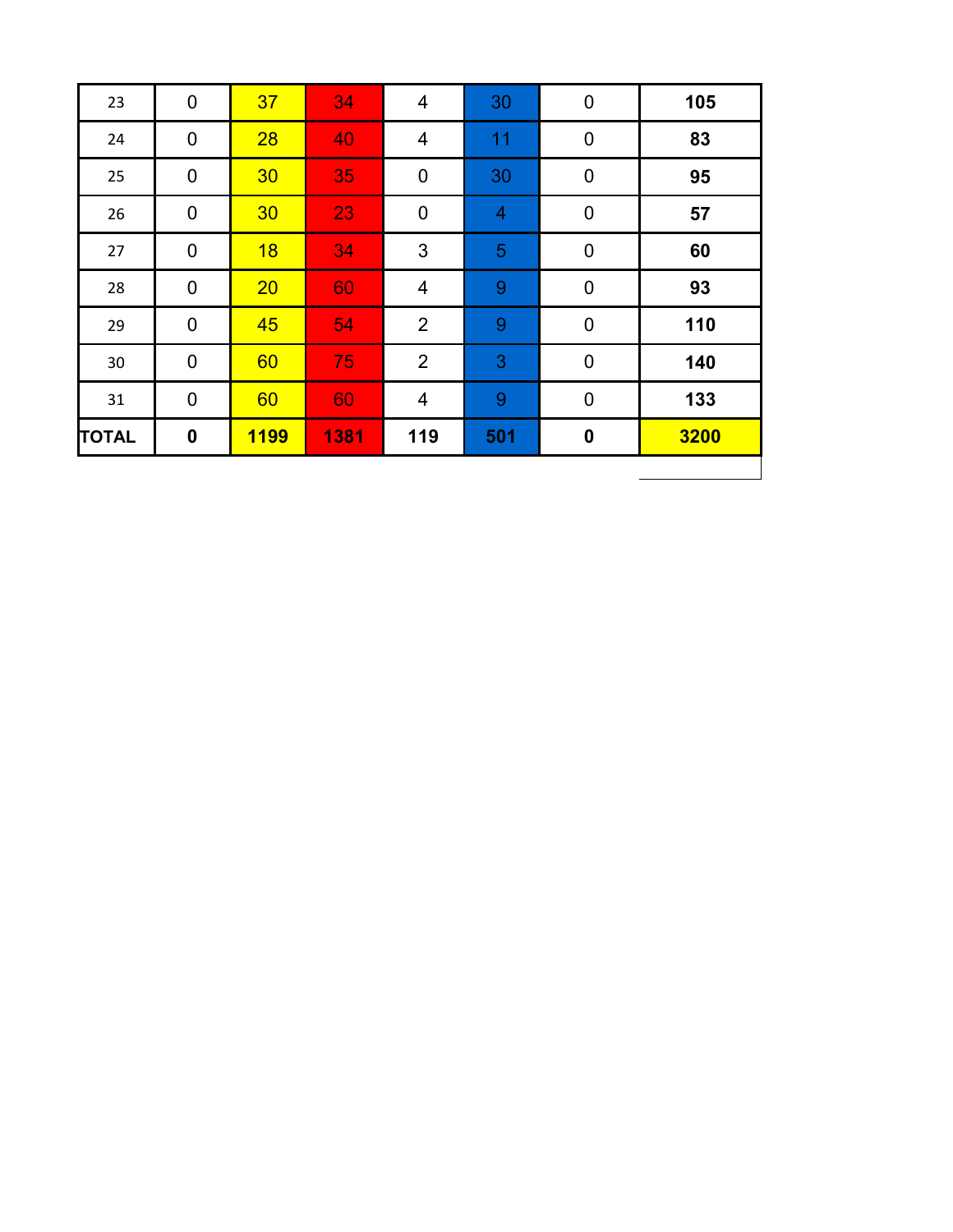| | | | | | | | |
|---|---|---|---|---|---|---|---|
| 23 | 0 | 37 | 34 | 4 | 30 | 0 | **105** |
| 24 | 0 | 28 | 40 | 4 | 11 | 0 | **83** |
| 25 | 0 | 30 | 35 | 0 | 30 | 0 | **95** |
| 26 | 0 | 30 | 23 | 0 | 4 | 0 | **57** |
| 27 | 0 | 18 | 34 | 3 | 5 | 0 | **60** |
| 28 | 0 | 20 | 60 | 4 | 9 | 0 | **93** |
| 29 | 0 | 45 | 54 | 2 | 9 | 0 | **110** |
| 30 | 0 | 60 | 75 | 2 | 3 | 0 | **140** |
| 31 | 0 | 60 | 60 | 4 | 9 | 0 | **133** |
| **TOTAL** | **0** | **1199** | **1381** | **119** | **501** | **0** | **3200** |